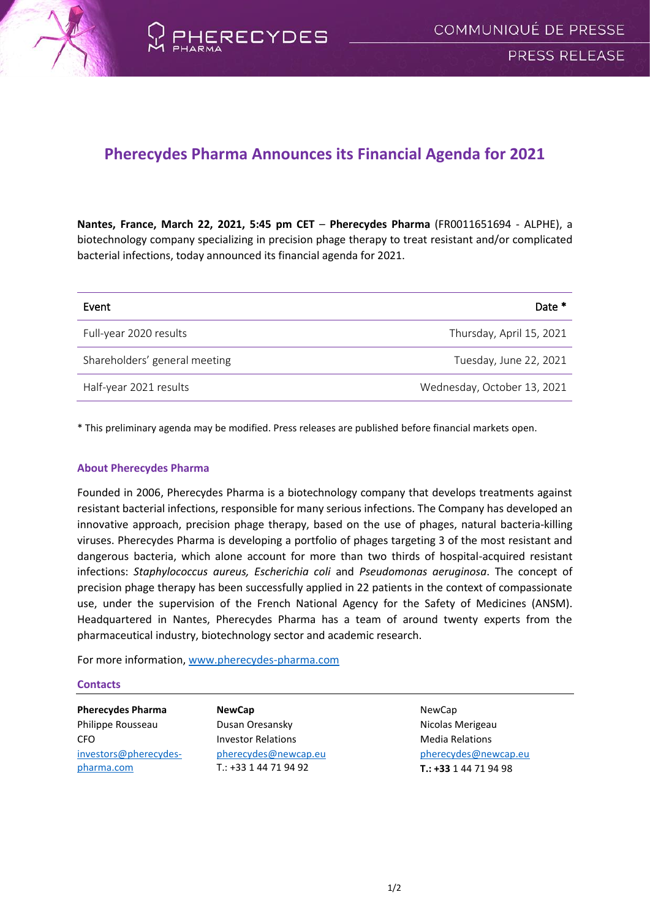# Pherecydes Pharma Announces its Financial Agenda for 2021

**Nantes, France, March 22, 2021, 5:45 pm CET** – **Pherecydes Pharma** (FR0011651694 - ALPHE), a biotechnology company specializing in precision phage therapy to treat resistant and/or complicated bacterial infections, today announced its financial agenda for 2021.

| Event | Date * |
|---|---|
| Full-year 2020 results | Thursday, April 15, 2021 |
| Shareholders' general meeting | Tuesday, June 22, 2021 |
| Half-year 2021 results | Wednesday, October 13, 2021 |

* This preliminary agenda may be modified. Press releases are published before financial markets open.

### About Pherecydes Pharma

Founded in 2006, Pherecydes Pharma is a biotechnology company that develops treatments against resistant bacterial infections, responsible for many serious infections. The Company has developed an innovative approach, precision phage therapy, based on the use of phages, natural bacteria-killing viruses. Pherecydes Pharma is developing a portfolio of phages targeting 3 of the most resistant and dangerous bacteria, which alone account for more than two thirds of hospital-acquired resistant infections: *Staphylococcus aureus, Escherichia coli* and *Pseudomonas aeruginosa*. The concept of precision phage therapy has been successfully applied in 22 patients in the context of compassionate use, under the supervision of the French National Agency for the Safety of Medicines (ANSM). Headquartered in Nantes, Pherecydes Pharma has a team of around twenty experts from the pharmaceutical industry, biotechnology sector and academic research.

For more information, www.pherecydes-pharma.com

### Contacts

**Pherecydes Pharma**
Philippe Rousseau
CFO
investors@pherecydes-pharma.com

**NewCap**
Dusan Oresansky
Investor Relations
pherecydes@newcap.eu
T.: +33 1 44 71 94 92

NewCap
Nicolas Merigeau
Media Relations
pherecydes@newcap.eu
**T.: +33** 1 44 71 94 98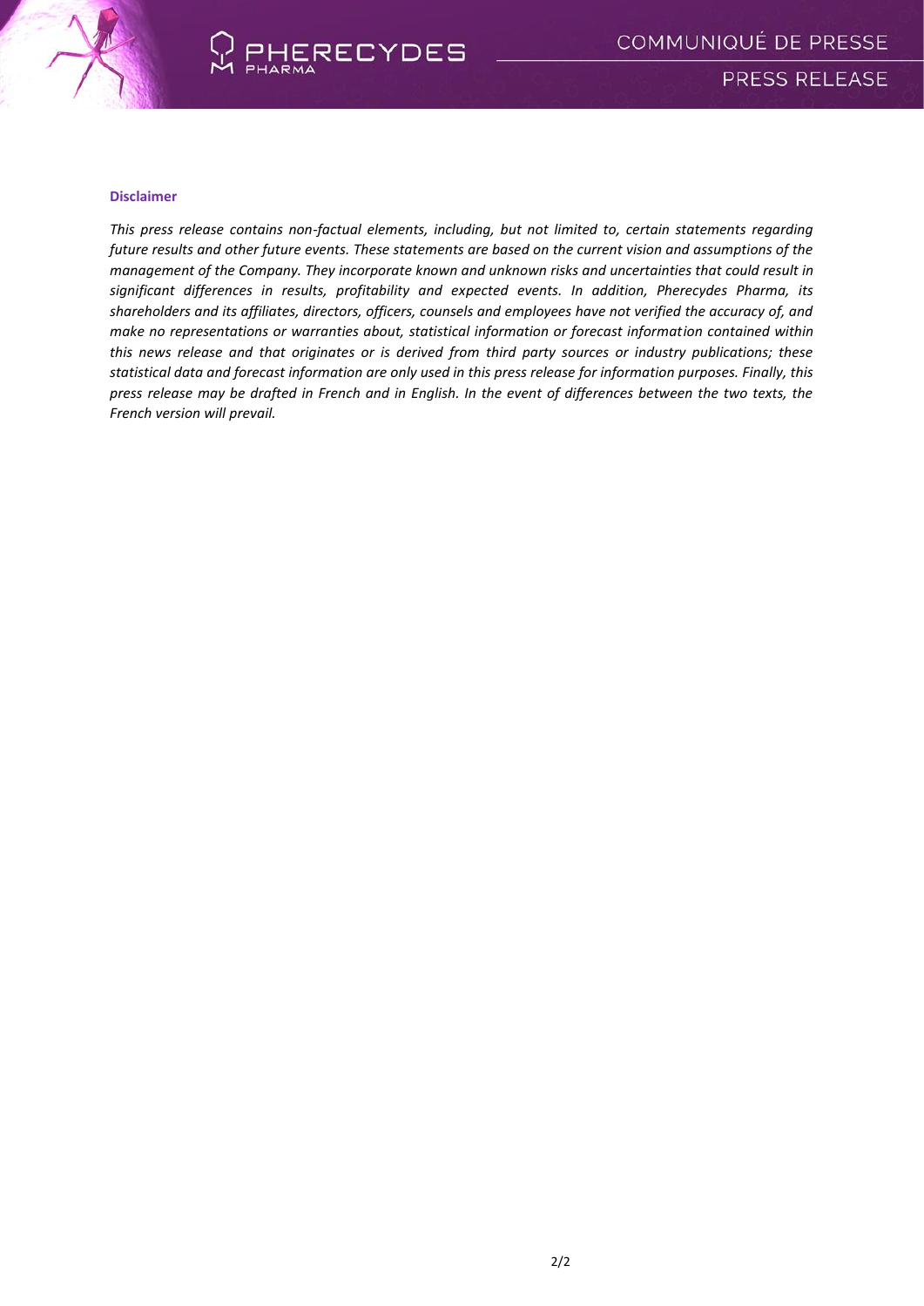**Disclaimer**

*This press release contains non-factual elements, including, but not limited to, certain statements regarding future results and other future events. These statements are based on the current vision and assumptions of the management of the Company. They incorporate known and unknown risks and uncertainties that could result in significant differences in results, profitability and expected events. In addition, Pherecydes Pharma, its shareholders and its affiliates, directors, officers, counsels and employees have not verified the accuracy of, and make no representations or warranties about, statistical information or forecast information contained within this news release and that originates or is derived from third party sources or industry publications; these statistical data and forecast information are only used in this press release for information purposes. Finally, this press release may be drafted in French and in English. In the event of differences between the two texts, the French version will prevail.*